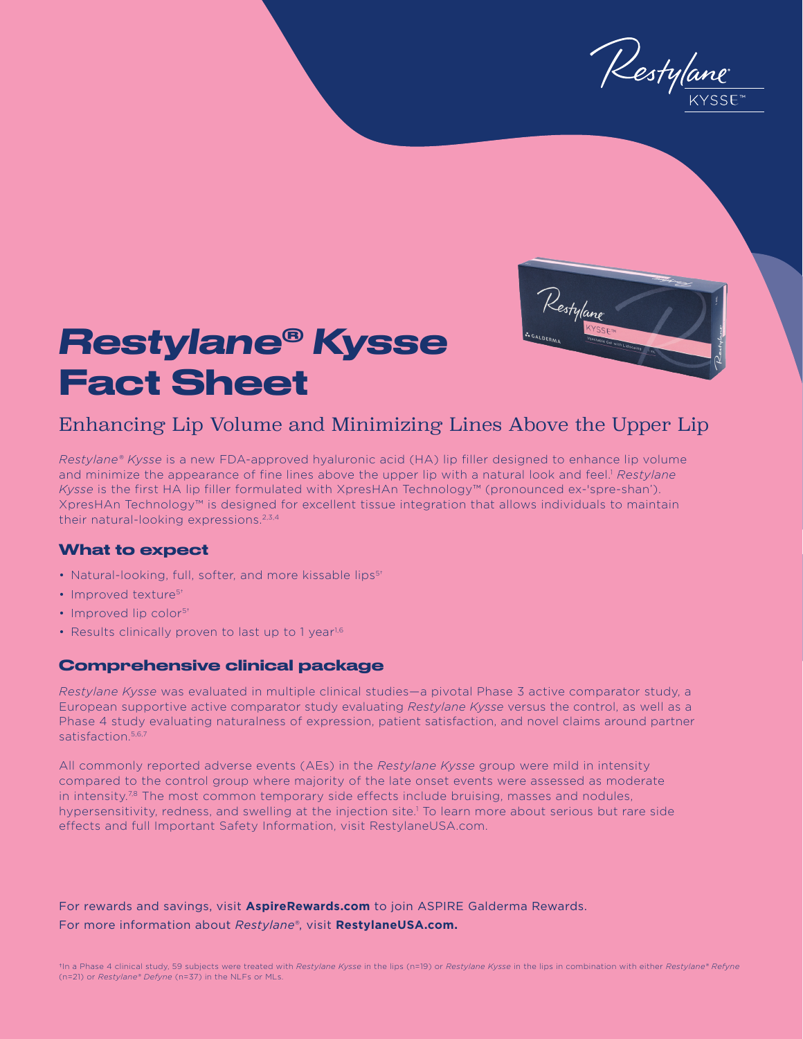# *Restylane®* *Kysse* Fact Sheet

## Enhancing Lip Volume and Minimizing Lines Above the Upper Lip

*Restylane® Kysse* is a new FDA-approved hyaluronic acid (HA) lip filler designed to enhance lip volume and minimize the appearance of fine lines above the upper lip with a natural look and feel.[1] *Restylane Kysse* is the first HA lip filler formulated with XpresHAn Technology™ (pronounced ex-'spre-shan'). XpresHAn Technology™ is designed for excellent tissue integration that allows individuals to maintain their natural-looking expressions.[2,3,4]

### What to expect

- Natural-looking, full, softer, and more kissable lips[5†]
- Improved texture[5†]
- Improved lip color[5†]
- Results clinically proven to last up to 1 year[1,6]

### Comprehensive clinical package

*Restylane Kysse* was evaluated in multiple clinical studies—a pivotal Phase 3 active comparator study, a European supportive active comparator study evaluating *Restylane Kysse* versus the control, as well as a Phase 4 study evaluating naturalness of expression, patient satisfaction, and novel claims around partner satisfaction.[5,6,7]

All commonly reported adverse events (AEs) in the *Restylane Kysse* group were mild in intensity compared to the control group where majority of the late onset events were assessed as moderate in intensity.[7,8] The most common temporary side effects include bruising, masses and nodules, hypersensitivity, redness, and swelling at the injection site.[1] To learn more about serious but rare side effects and full Important Safety Information, visit RestylaneUSA.com.

For rewards and savings, visit **AspireRewards.com** to join ASPIRE Galderma Rewards.
For more information about *Restylane®*, visit **RestylaneUSA.com.**

†In a Phase 4 clinical study, 59 subjects were treated with *Restylane Kysse* in the lips (n=19) or *Restylane Kysse* in the lips in combination with either *Restylane® Refyne* (n=21) or *Restylane® Defyne* (n=37) in the NLFs or MLs.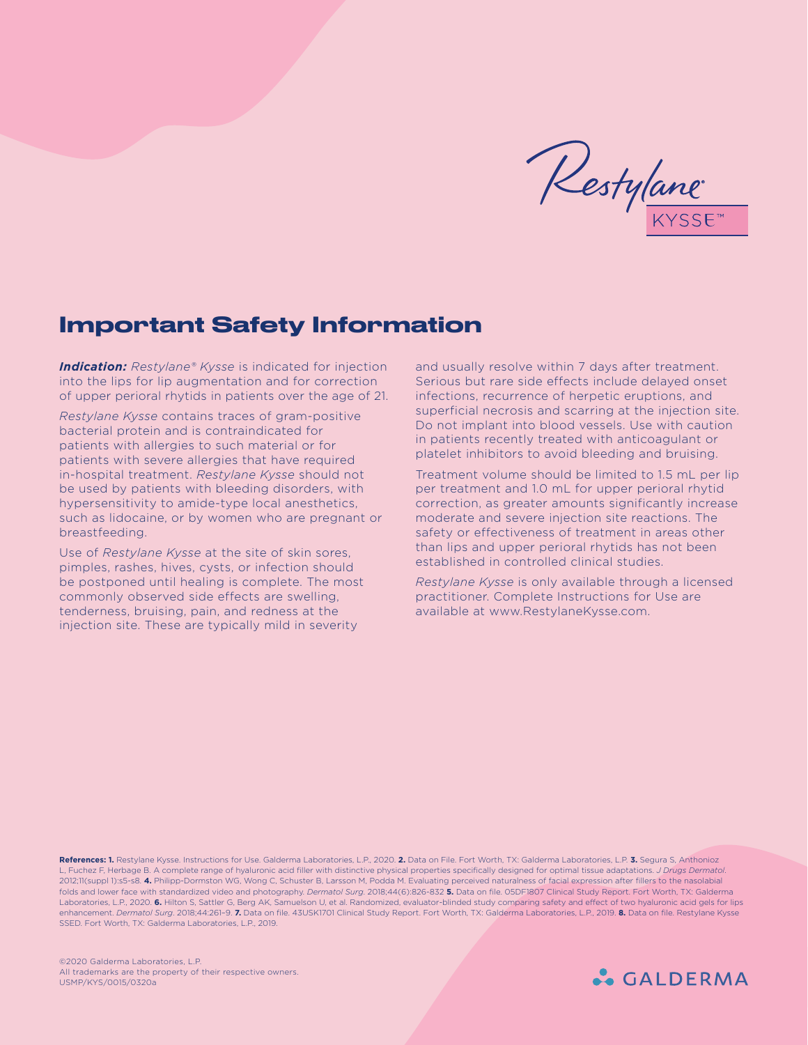Restylane® KYSSE™

# Important Safety Information

***Indication:*** *Restylane® Kysse* is indicated for injection into the lips for lip augmentation and for correction of upper perioral rhytids in patients over the age of 21.

*Restylane Kysse* contains traces of gram-positive bacterial protein and is contraindicated for patients with allergies to such material or for patients with severe allergies that have required in-hospital treatment. *Restylane Kysse* should not be used by patients with bleeding disorders, with hypersensitivity to amide-type local anesthetics, such as lidocaine, or by women who are pregnant or breastfeeding.

Use of *Restylane Kysse* at the site of skin sores, pimples, rashes, hives, cysts, or infection should be postponed until healing is complete. The most commonly observed side effects are swelling, tenderness, bruising, pain, and redness at the injection site. These are typically mild in severity and usually resolve within 7 days after treatment. Serious but rare side effects include delayed onset infections, recurrence of herpetic eruptions, and superficial necrosis and scarring at the injection site. Do not implant into blood vessels. Use with caution in patients recently treated with anticoagulant or platelet inhibitors to avoid bleeding and bruising.

Treatment volume should be limited to 1.5 mL per lip per treatment and 1.0 mL for upper perioral rhytid correction, as greater amounts significantly increase moderate and severe injection site reactions. The safety or effectiveness of treatment in areas other than lips and upper perioral rhytids has not been established in controlled clinical studies.

*Restylane Kysse* is only available through a licensed practitioner. Complete Instructions for Use are available at www.RestylaneKysse.com.

**References: 1.** Restylane Kysse. Instructions for Use. Galderma Laboratories, L.P., 2020. **2.** Data on File. Fort Worth, TX: Galderma Laboratories, L.P. **3.** Segura S, Anthonioz L, Fuchez F, Herbage B. A complete range of hyaluronic acid filler with distinctive physical properties specifically designed for optimal tissue adaptations. *J Drugs Dermatol.* 2012;11(suppl 1):s5-s8. **4.** Philipp-Dormston WG, Wong C, Schuster B, Larsson M, Podda M. Evaluating perceived naturalness of facial expression after fillers to the nasolabial folds and lower face with standardized video and photography. *Dermatol Surg*. 2018;44(6):826-832 **5.** Data on file. 05DF1807 Clinical Study Report. Fort Worth, TX: Galderma Laboratories, L.P., 2020. **6.** Hilton S, Sattler G, Berg AK, Samuelson U, et al. Randomized, evaluator-blinded study comparing safety and effect of two hyaluronic acid gels for lips enhancement. *Dermatol Surg*. 2018;44:261–9. **7.** Data on file. 43USK1701 Clinical Study Report. Fort Worth, TX: Galderma Laboratories, L.P., 2019. **8.** Data on file. Restylane Kysse SSED. Fort Worth, TX: Galderma Laboratories, L.P., 2019.

©2020 Galderma Laboratories, L.P.
All trademarks are the property of their respective owners.
USMP/KYS/0015/0320a

GALDERMA